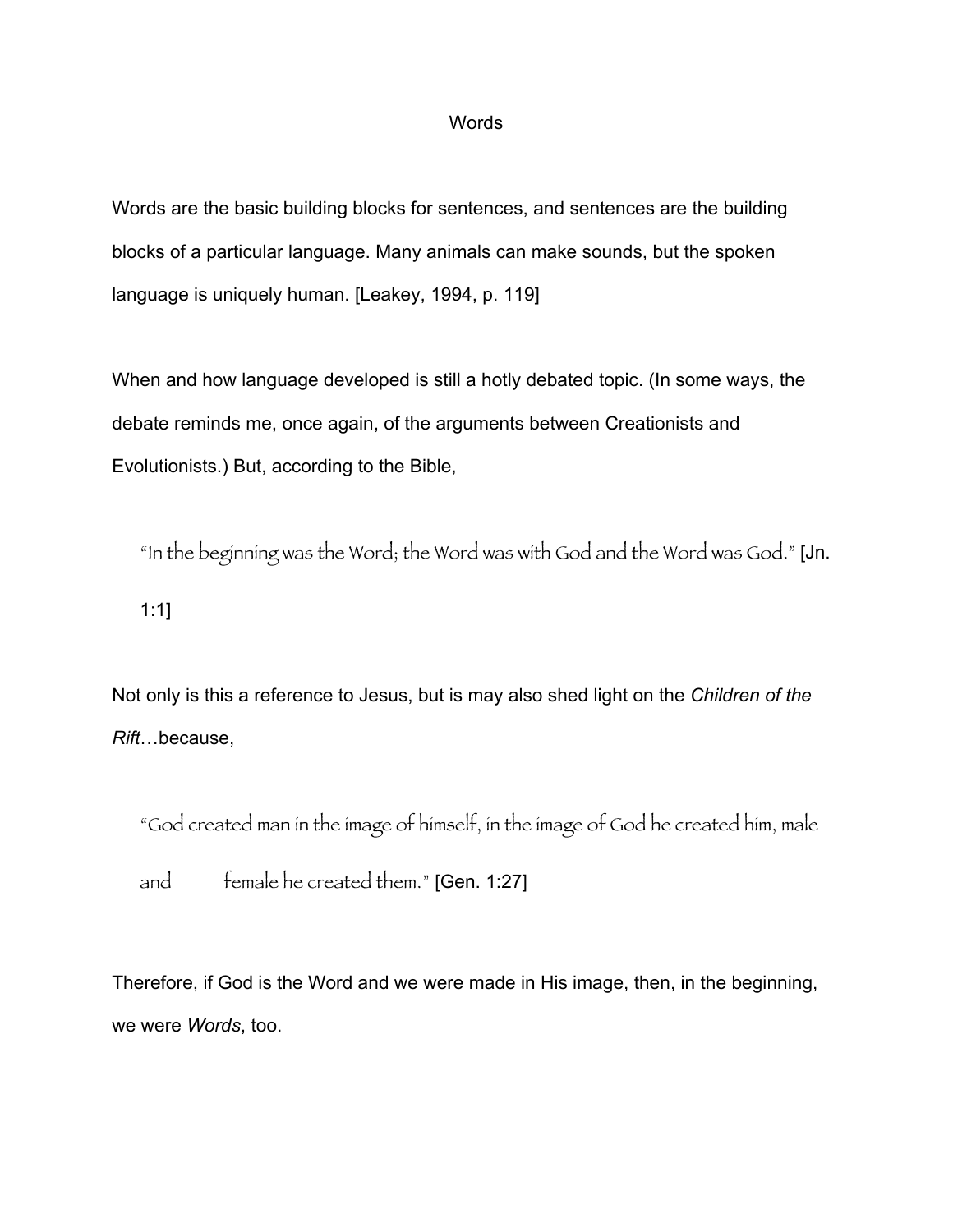# Words

Words are the basic building blocks for sentences, and sentences are the building blocks of a particular language. Many animals can make sounds, but the spoken language is uniquely human. [Leakey, 1994, p. 119]

When and how language developed is still a hotly debated topic. (In some ways, the debate reminds me, once again, of the arguments between Creationists and Evolutionists.) But, according to the Bible,

> "In the beginning was the Word; the Word was with God and the Word was God." [Jn. 1:1]

Not only is this a reference to Jesus, but is may also shed light on the *Children of the Rift*…because,

> "God created man in the image of himself, in the image of God he created him, male and female he created them." [Gen. 1:27]

Therefore, if God is the Word and we were made in His image, then, in the beginning, we were *Words*, too.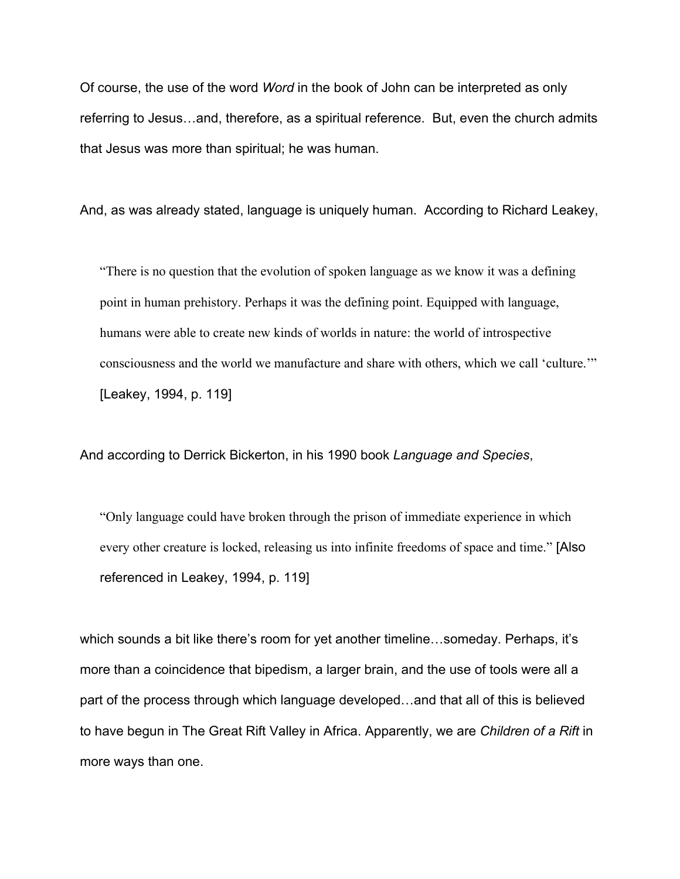Of course, the use of the word *Word* in the book of John can be interpreted as only referring to Jesus…and, therefore, as a spiritual reference. But, even the church admits that Jesus was more than spiritual; he was human.

And, as was already stated, language is uniquely human. According to Richard Leakey,

> "There is no question that the evolution of spoken language as we know it was a defining point in human prehistory. Perhaps it was the defining point. Equipped with language, humans were able to create new kinds of worlds in nature: the world of introspective consciousness and the world we manufacture and share with others, which we call 'culture.'" [Leakey, 1994, p. 119]

And according to Derrick Bickerton, in his 1990 book *Language and Species*,

> "Only language could have broken through the prison of immediate experience in which every other creature is locked, releasing us into infinite freedoms of space and time." [Also referenced in Leakey, 1994, p. 119]

which sounds a bit like there's room for yet another timeline…someday. Perhaps, it's more than a coincidence that bipedism, a larger brain, and the use of tools were all a part of the process through which language developed…and that all of this is believed to have begun in The Great Rift Valley in Africa. Apparently, we are *Children of a Rift* in more ways than one.